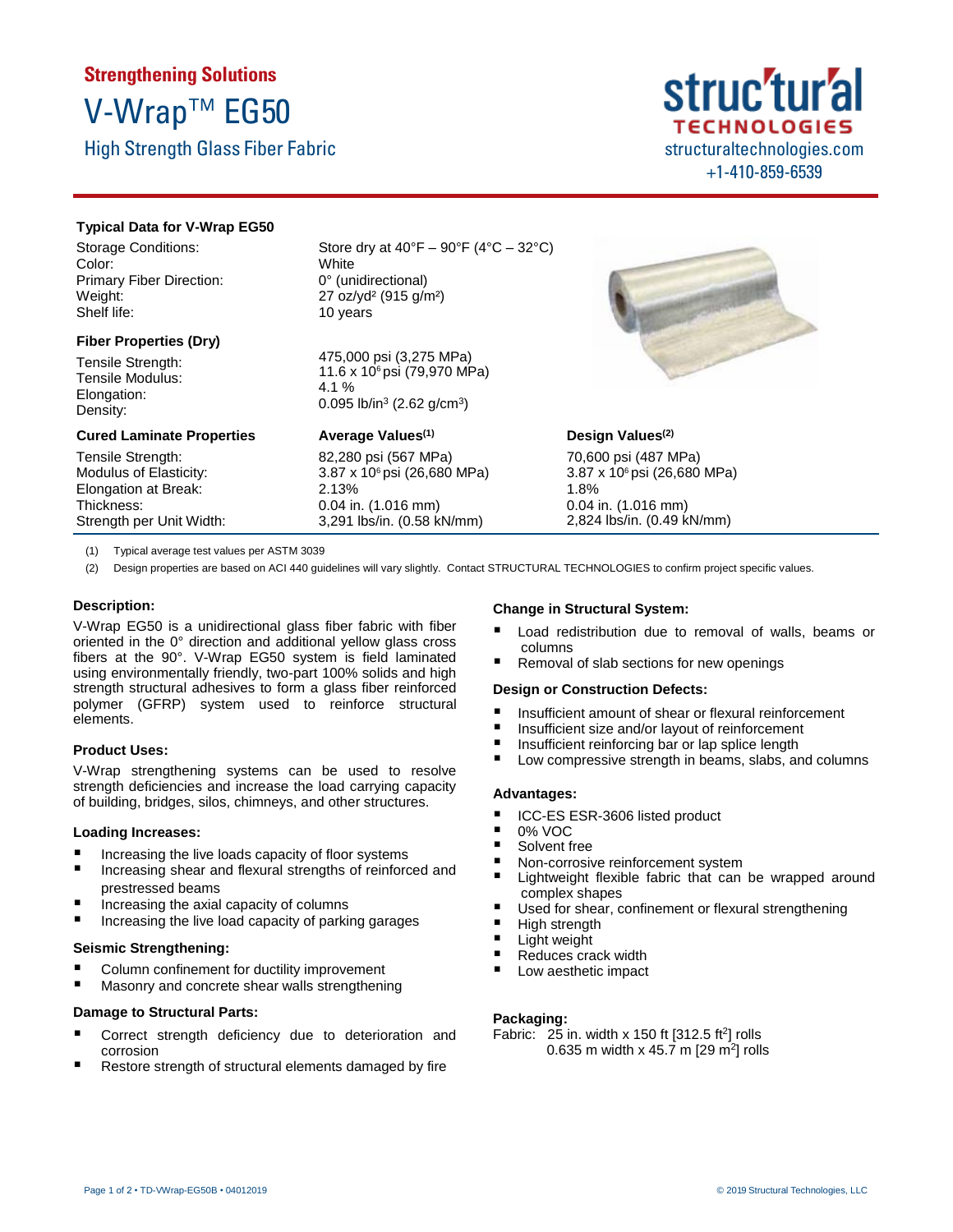**Strengthening Solutions**

# V-Wrap™ EG50

## High Strength Glass Fiber Fabric

structuraltechnologies.com
+1-410-859-6539

### Typical Data for V-Wrap EG50

| | |
|---|---|
| Storage Conditions: | Store dry at 40°F – 90°F (4°C – 32°C) |
| Color: | White |
| Primary Fiber Direction: | 0° (unidirectional) |
| Weight: | 27 oz/yd² (915 g/m²) |
| Shelf life: | 10 years |

### Fiber Properties (Dry)

| | |
|---|---|
| Tensile Strength: | 475,000 psi (3,275 MPa) |
| Tensile Modulus: | 11.6 x $10^6$ psi (79,970 MPa) |
| Elongation: | 4.1 % |
| Density: | 0.095 lb/in³ (2.62 g/cm³) |

| Cured Laminate Properties | Average Values[1] | Design Values[2] |
|---|---|---|
| Tensile Strength: | 82,280 psi (567 MPa) | 70,600 psi (487 MPa) |
| Modulus of Elasticity: | 3.87 x $10^6$ psi (26,680 MPa) | 3.87 x $10^6$ psi (26,680 MPa) |
| Elongation at Break: | 2.13% | 1.8% |
| Thickness: | 0.04 in. (1.016 mm) | 0.04 in. (1.016 mm) |
| Strength per Unit Width: | 3,291 lbs/in. (0.58 kN/mm) | 2,824 lbs/in. (0.49 kN/mm) |

(1) Typical average test values per ASTM 3039

(2) Design properties are based on ACI 440 guidelines will vary slightly. Contact STRUCTURAL TECHNOLOGIES to confirm project specific values.

### Description:

V-Wrap EG50 is a unidirectional glass fiber fabric with fiber oriented in the 0° direction and additional yellow glass cross fibers at the 90°. V-Wrap EG50 system is field laminated using environmentally friendly, two-part 100% solids and high strength structural adhesives to form a glass fiber reinforced polymer (GFRP) system used to reinforce structural elements.

### Product Uses:

V-Wrap strengthening systems can be used to resolve strength deficiencies and increase the load carrying capacity of building, bridges, silos, chimneys, and other structures.

### Loading Increases:

- Increasing the live loads capacity of floor systems
- Increasing shear and flexural strengths of reinforced and prestressed beams
- Increasing the axial capacity of columns
- Increasing the live load capacity of parking garages

### Seismic Strengthening:

- Column confinement for ductility improvement
- Masonry and concrete shear walls strengthening

### Damage to Structural Parts:

- Correct strength deficiency due to deterioration and corrosion
- Restore strength of structural elements damaged by fire

### Change in Structural System:

- Load redistribution due to removal of walls, beams or columns
- Removal of slab sections for new openings

### Design or Construction Defects:

- Insufficient amount of shear or flexural reinforcement
- Insufficient size and/or layout of reinforcement
- Insufficient reinforcing bar or lap splice length
- Low compressive strength in beams, slabs, and columns

### Advantages:

- ICC-ES ESR-3606 listed product
- 0% VOC
- Solvent free
- Non-corrosive reinforcement system
- Lightweight flexible fabric that can be wrapped around complex shapes
- Used for shear, confinement or flexural strengthening
- High strength
- Light weight
- Reduces crack width
- Low aesthetic impact

### Packaging:

Fabric: 25 in. width x 150 ft [312.5 ft²] rolls
0.635 m width x 45.7 m [29 m²] rolls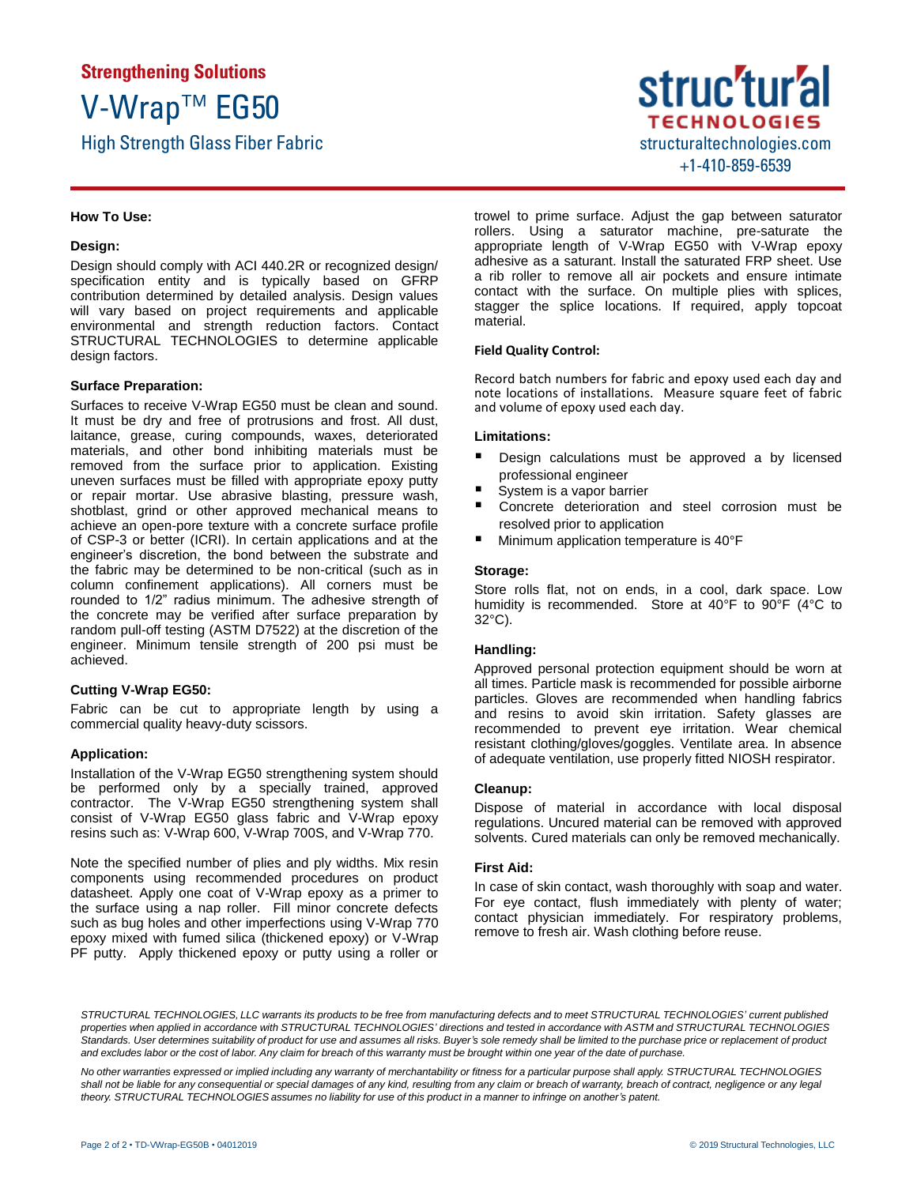**Strengthening Solutions**

# V-Wrap™ EG50

## High Strength Glass Fiber Fabric

structural TECHNOLOGIES
structuraltechnologies.com
+1-410-859-6539

### How To Use:

#### Design:

Design should comply with ACI 440.2R or recognized design/ specification entity and is typically based on GFRP contribution determined by detailed analysis. Design values will vary based on project requirements and applicable environmental and strength reduction factors. Contact STRUCTURAL TECHNOLOGIES to determine applicable design factors.

#### Surface Preparation:

Surfaces to receive V-Wrap EG50 must be clean and sound. It must be dry and free of protrusions and frost. All dust, laitance, grease, curing compounds, waxes, deteriorated materials, and other bond inhibiting materials must be removed from the surface prior to application. Existing uneven surfaces must be filled with appropriate epoxy putty or repair mortar. Use abrasive blasting, pressure wash, shotblast, grind or other approved mechanical means to achieve an open-pore texture with a concrete surface profile of CSP-3 or better (ICRI). In certain applications and at the engineer's discretion, the bond between the substrate and the fabric may be determined to be non-critical (such as in column confinement applications). All corners must be rounded to 1/2" radius minimum. The adhesive strength of the concrete may be verified after surface preparation by random pull-off testing (ASTM D7522) at the discretion of the engineer. Minimum tensile strength of 200 psi must be achieved.

#### Cutting V-Wrap EG50:

Fabric can be cut to appropriate length by using a commercial quality heavy-duty scissors.

#### Application:

Installation of the V-Wrap EG50 strengthening system should be performed only by a specially trained, approved contractor. The V-Wrap EG50 strengthening system shall consist of V-Wrap EG50 glass fabric and V-Wrap epoxy resins such as: V-Wrap 600, V-Wrap 700S, and V-Wrap 770.

Note the specified number of plies and ply widths. Mix resin components using recommended procedures on product datasheet. Apply one coat of V-Wrap epoxy as a primer to the surface using a nap roller. Fill minor concrete defects such as bug holes and other imperfections using V-Wrap 770 epoxy mixed with fumed silica (thickened epoxy) or V-Wrap PF putty. Apply thickened epoxy or putty using a roller or trowel to prime surface. Adjust the gap between saturator rollers. Using a saturator machine, pre-saturate the appropriate length of V-Wrap EG50 with V-Wrap epoxy adhesive as a saturant. Install the saturated FRP sheet. Use a rib roller to remove all air pockets and ensure intimate contact with the surface. On multiple plies with splices, stagger the splice locations. If required, apply topcoat material.

#### Field Quality Control:

Record batch numbers for fabric and epoxy used each day and note locations of installations. Measure square feet of fabric and volume of epoxy used each day.

#### Limitations:

- Design calculations must be approved a by licensed professional engineer
- System is a vapor barrier
- Concrete deterioration and steel corrosion must be resolved prior to application
- Minimum application temperature is 40°F

#### Storage:

Store rolls flat, not on ends, in a cool, dark space. Low humidity is recommended. Store at 40°F to 90°F (4°C to 32°C).

#### Handling:

Approved personal protection equipment should be worn at all times. Particle mask is recommended for possible airborne particles. Gloves are recommended when handling fabrics and resins to avoid skin irritation. Safety glasses are recommended to prevent eye irritation. Wear chemical resistant clothing/gloves/goggles. Ventilate area. In absence of adequate ventilation, use properly fitted NIOSH respirator.

#### Cleanup:

Dispose of material in accordance with local disposal regulations. Uncured material can be removed with approved solvents. Cured materials can only be removed mechanically.

#### First Aid:

In case of skin contact, wash thoroughly with soap and water. For eye contact, flush immediately with plenty of water; contact physician immediately. For respiratory problems, remove to fresh air. Wash clothing before reuse.

*STRUCTURAL TECHNOLOGIES, LLC warrants its products to be free from manufacturing defects and to meet STRUCTURAL TECHNOLOGIES' current published properties when applied in accordance with STRUCTURAL TECHNOLOGIES' directions and tested in accordance with ASTM and STRUCTURAL TECHNOLOGIES Standards. User determines suitability of product for use and assumes all risks. Buyer's sole remedy shall be limited to the purchase price or replacement of product and excludes labor or the cost of labor. Any claim for breach of this warranty must be brought within one year of the date of purchase.*

*No other warranties expressed or implied including any warranty of merchantability or fitness for a particular purpose shall apply. STRUCTURAL TECHNOLOGIES shall not be liable for any consequential or special damages of any kind, resulting from any claim or breach of warranty, breach of contract, negligence or any legal theory. STRUCTURAL TECHNOLOGIES assumes no liability for use of this product in a manner to infringe on another's patent.*